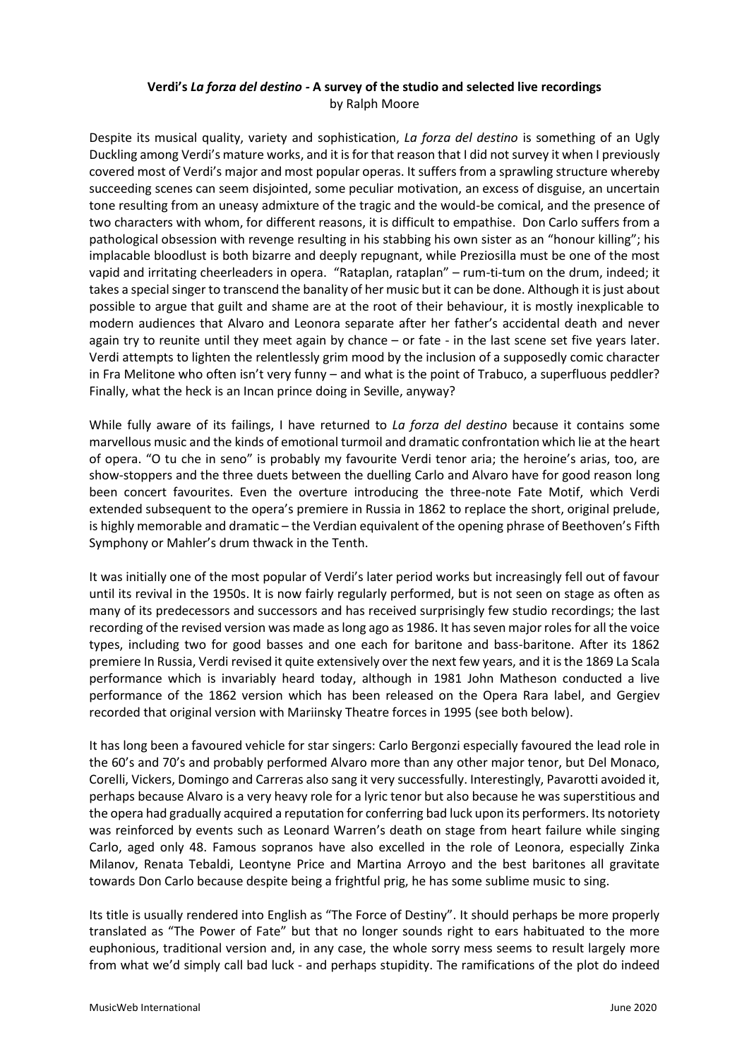# Verdi's *La forza del destino* - A survey of the studio and selected live recordings

by Ralph Moore

Despite its musical quality, variety and sophistication, *La forza del destino* is something of an Ugly Duckling among Verdi's mature works, and it is for that reason that I did not survey it when I previously covered most of Verdi's major and most popular operas. It suffers from a sprawling structure whereby succeeding scenes can seem disjointed, some peculiar motivation, an excess of disguise, an uncertain tone resulting from an uneasy admixture of the tragic and the would-be comical, and the presence of two characters with whom, for different reasons, it is difficult to empathise. Don Carlo suffers from a pathological obsession with revenge resulting in his stabbing his own sister as an "honour killing"; his implacable bloodlust is both bizarre and deeply repugnant, while Preziosilla must be one of the most vapid and irritating cheerleaders in opera. "Rataplan, rataplan" – rum-ti-tum on the drum, indeed; it takes a special singer to transcend the banality of her music but it can be done. Although it is just about possible to argue that guilt and shame are at the root of their behaviour, it is mostly inexplicable to modern audiences that Alvaro and Leonora separate after her father's accidental death and never again try to reunite until they meet again by chance – or fate - in the last scene set five years later. Verdi attempts to lighten the relentlessly grim mood by the inclusion of a supposedly comic character in Fra Melitone who often isn't very funny – and what is the point of Trabuco, a superfluous peddler? Finally, what the heck is an Incan prince doing in Seville, anyway?

While fully aware of its failings, I have returned to *La forza del destino* because it contains some marvellous music and the kinds of emotional turmoil and dramatic confrontation which lie at the heart of opera. "O tu che in seno" is probably my favourite Verdi tenor aria; the heroine's arias, too, are show-stoppers and the three duets between the duelling Carlo and Alvaro have for good reason long been concert favourites. Even the overture introducing the three-note Fate Motif, which Verdi extended subsequent to the opera's premiere in Russia in 1862 to replace the short, original prelude, is highly memorable and dramatic – the Verdian equivalent of the opening phrase of Beethoven's Fifth Symphony or Mahler's drum thwack in the Tenth.

It was initially one of the most popular of Verdi's later period works but increasingly fell out of favour until its revival in the 1950s. It is now fairly regularly performed, but is not seen on stage as often as many of its predecessors and successors and has received surprisingly few studio recordings; the last recording of the revised version was made as long ago as 1986. It has seven major roles for all the voice types, including two for good basses and one each for baritone and bass-baritone. After its 1862 premiere In Russia, Verdi revised it quite extensively over the next few years, and it is the 1869 La Scala performance which is invariably heard today, although in 1981 John Matheson conducted a live performance of the 1862 version which has been released on the Opera Rara label, and Gergiev recorded that original version with Mariinsky Theatre forces in 1995 (see both below).

It has long been a favoured vehicle for star singers: Carlo Bergonzi especially favoured the lead role in the 60's and 70's and probably performed Alvaro more than any other major tenor, but Del Monaco, Corelli, Vickers, Domingo and Carreras also sang it very successfully. Interestingly, Pavarotti avoided it, perhaps because Alvaro is a very heavy role for a lyric tenor but also because he was superstitious and the opera had gradually acquired a reputation for conferring bad luck upon its performers. Its notoriety was reinforced by events such as Leonard Warren's death on stage from heart failure while singing Carlo, aged only 48. Famous sopranos have also excelled in the role of Leonora, especially Zinka Milanov, Renata Tebaldi, Leontyne Price and Martina Arroyo and the best baritones all gravitate towards Don Carlo because despite being a frightful prig, he has some sublime music to sing.

Its title is usually rendered into English as "The Force of Destiny". It should perhaps be more properly translated as "The Power of Fate" but that no longer sounds right to ears habituated to the more euphonious, traditional version and, in any case, the whole sorry mess seems to result largely more from what we'd simply call bad luck - and perhaps stupidity. The ramifications of the plot do indeed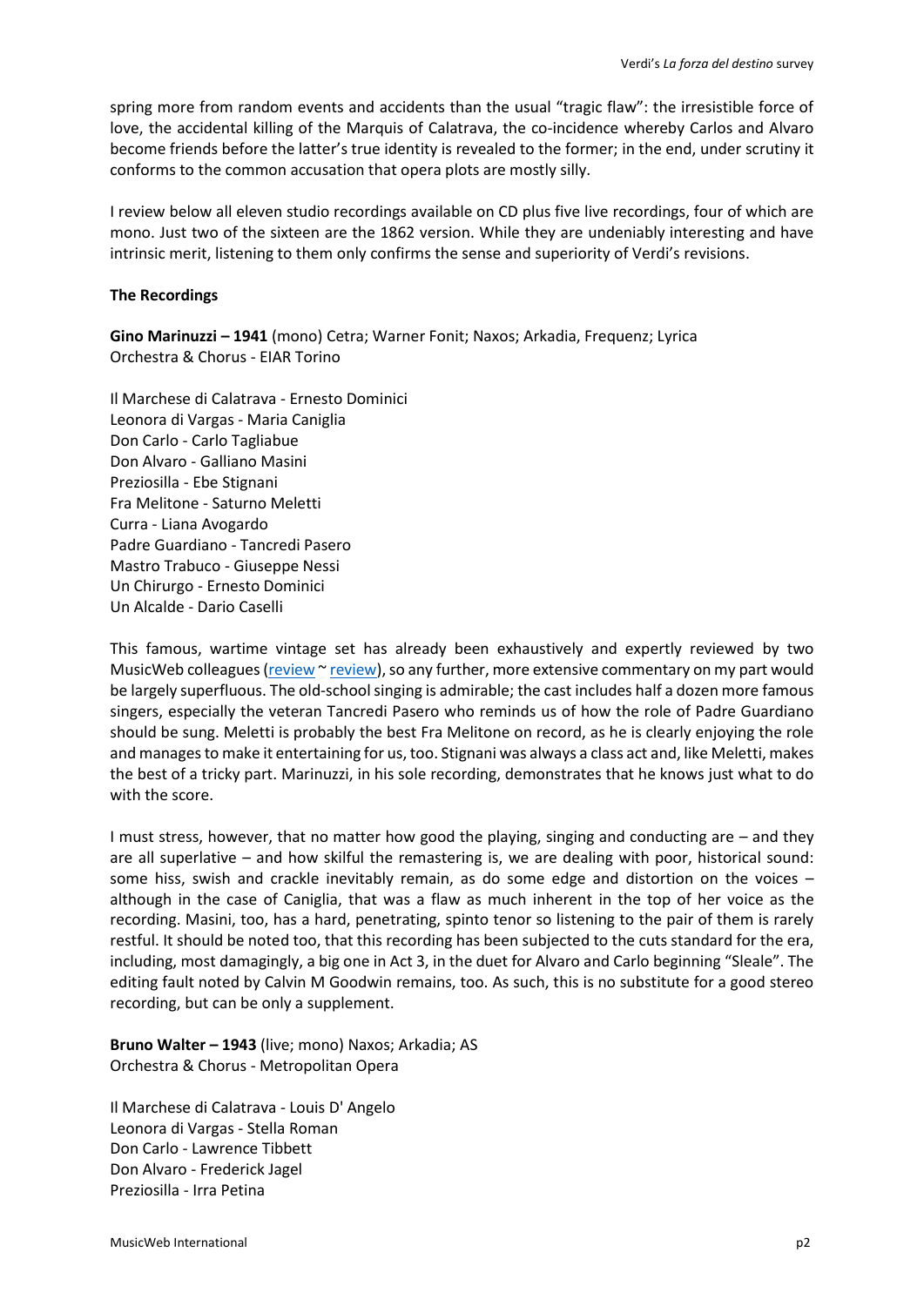spring more from random events and accidents than the usual "tragic flaw": the irresistible force of love, the accidental killing of the Marquis of Calatrava, the co-incidence whereby Carlos and Alvaro become friends before the latter's true identity is revealed to the former; in the end, under scrutiny it conforms to the common accusation that opera plots are mostly silly.

I review below all eleven studio recordings available on CD plus five live recordings, four of which are mono. Just two of the sixteen are the 1862 version. While they are undeniably interesting and have intrinsic merit, listening to them only confirms the sense and superiority of Verdi's revisions.

**The Recordings**

**Gino Marinuzzi – 1941** (mono) Cetra; Warner Fonit; Naxos; Arkadia, Frequenz; Lyrica
Orchestra & Chorus - EIAR Torino

Il Marchese di Calatrava - Ernesto Dominici
Leonora di Vargas - Maria Caniglia
Don Carlo - Carlo Tagliabue
Don Alvaro - Galliano Masini
Preziosilla - Ebe Stignani
Fra Melitone - Saturno Meletti
Curra - Liana Avogardo
Padre Guardiano - Tancredi Pasero
Mastro Trabuco - Giuseppe Nessi
Un Chirurgo - Ernesto Dominici
Un Alcalde - Dario Caselli

This famous, wartime vintage set has already been exhaustively and expertly reviewed by two MusicWeb colleagues (review ~ review), so any further, more extensive commentary on my part would be largely superfluous. The old-school singing is admirable; the cast includes half a dozen more famous singers, especially the veteran Tancredi Pasero who reminds us of how the role of Padre Guardiano should be sung. Meletti is probably the best Fra Melitone on record, as he is clearly enjoying the role and manages to make it entertaining for us, too. Stignani was always a class act and, like Meletti, makes the best of a tricky part. Marinuzzi, in his sole recording, demonstrates that he knows just what to do with the score.

I must stress, however, that no matter how good the playing, singing and conducting are – and they are all superlative – and how skilful the remastering is, we are dealing with poor, historical sound: some hiss, swish and crackle inevitably remain, as do some edge and distortion on the voices – although in the case of Caniglia, that was a flaw as much inherent in the top of her voice as the recording. Masini, too, has a hard, penetrating, spinto tenor so listening to the pair of them is rarely restful. It should be noted too, that this recording has been subjected to the cuts standard for the era, including, most damagingly, a big one in Act 3, in the duet for Alvaro and Carlo beginning "Sleale". The editing fault noted by Calvin M Goodwin remains, too. As such, this is no substitute for a good stereo recording, but can be only a supplement.

**Bruno Walter – 1943** (live; mono) Naxos; Arkadia; AS
Orchestra & Chorus - Metropolitan Opera

Il Marchese di Calatrava - Louis D' Angelo
Leonora di Vargas - Stella Roman
Don Carlo - Lawrence Tibbett
Don Alvaro - Frederick Jagel
Preziosilla - Irra Petina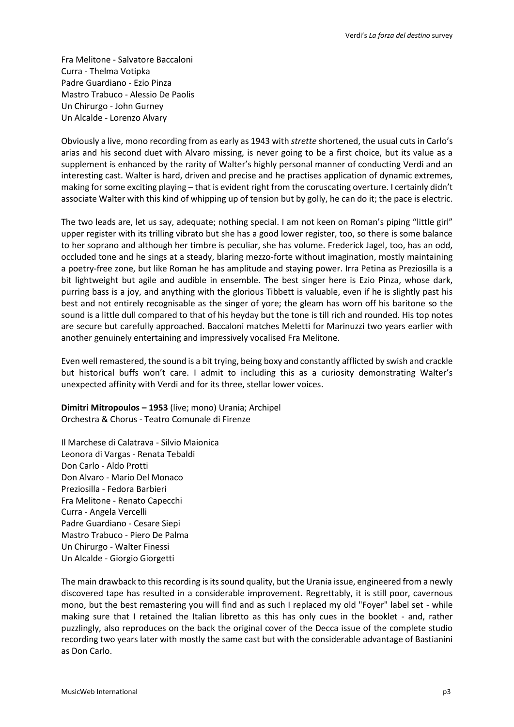Fra Melitone - Salvatore Baccaloni
Curra - Thelma Votipka
Padre Guardiano - Ezio Pinza
Mastro Trabuco - Alessio De Paolis
Un Chirurgo - John Gurney
Un Alcalde - Lorenzo Alvary

Obviously a live, mono recording from as early as 1943 with *strette* shortened, the usual cuts in Carlo's arias and his second duet with Alvaro missing, is never going to be a first choice, but its value as a supplement is enhanced by the rarity of Walter's highly personal manner of conducting Verdi and an interesting cast. Walter is hard, driven and precise and he practises application of dynamic extremes, making for some exciting playing – that is evident right from the coruscating overture. I certainly didn't associate Walter with this kind of whipping up of tension but by golly, he can do it; the pace is electric.

The two leads are, let us say, adequate; nothing special. I am not keen on Roman's piping "little girl" upper register with its trilling vibrato but she has a good lower register, too, so there is some balance to her soprano and although her timbre is peculiar, she has volume. Frederick Jagel, too, has an odd, occluded tone and he sings at a steady, blaring mezzo-forte without imagination, mostly maintaining a poetry-free zone, but like Roman he has amplitude and staying power. Irra Petina as Preziosilla is a bit lightweight but agile and audible in ensemble. The best singer here is Ezio Pinza, whose dark, purring bass is a joy, and anything with the glorious Tibbett is valuable, even if he is slightly past his best and not entirely recognisable as the singer of yore; the gleam has worn off his baritone so the sound is a little dull compared to that of his heyday but the tone is till rich and rounded. His top notes are secure but carefully approached. Baccaloni matches Meletti for Marinuzzi two years earlier with another genuinely entertaining and impressively vocalised Fra Melitone.

Even well remastered, the sound is a bit trying, being boxy and constantly afflicted by swish and crackle but historical buffs won't care. I admit to including this as a curiosity demonstrating Walter's unexpected affinity with Verdi and for its three, stellar lower voices.

**Dimitri Mitropoulos – 1953** (live; mono) Urania; Archipel
Orchestra & Chorus - Teatro Comunale di Firenze

Il Marchese di Calatrava - Silvio Maionica
Leonora di Vargas - Renata Tebaldi
Don Carlo - Aldo Protti
Don Alvaro - Mario Del Monaco
Preziosilla - Fedora Barbieri
Fra Melitone - Renato Capecchi
Curra - Angela Vercelli
Padre Guardiano - Cesare Siepi
Mastro Trabuco - Piero De Palma
Un Chirurgo - Walter Finessi
Un Alcalde - Giorgio Giorgetti

The main drawback to this recording is its sound quality, but the Urania issue, engineered from a newly discovered tape has resulted in a considerable improvement. Regrettably, it is still poor, cavernous mono, but the best remastering you will find and as such I replaced my old "Foyer" label set - while making sure that I retained the Italian libretto as this has only cues in the booklet - and, rather puzzlingly, also reproduces on the back the original cover of the Decca issue of the complete studio recording two years later with mostly the same cast but with the considerable advantage of Bastianini as Don Carlo.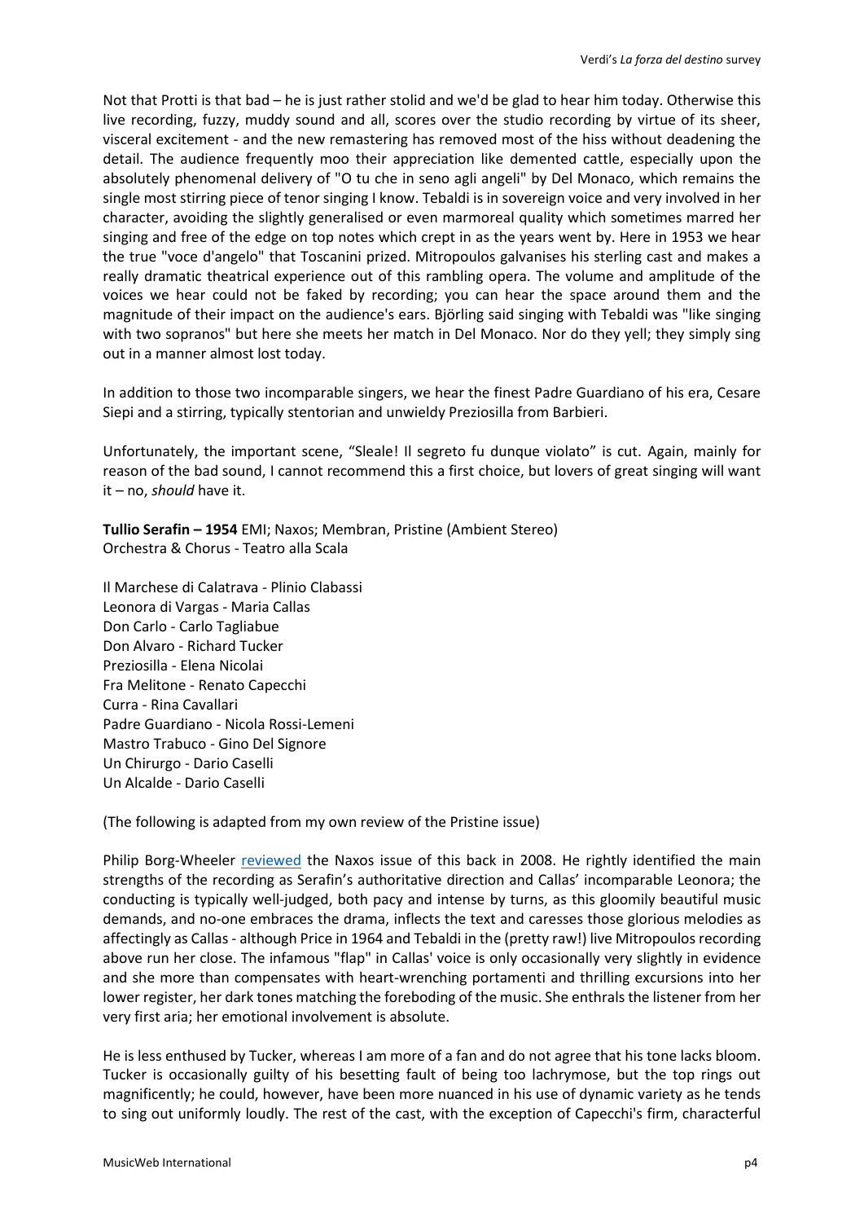Not that Protti is that bad – he is just rather stolid and we'd be glad to hear him today. Otherwise this live recording, fuzzy, muddy sound and all, scores over the studio recording by virtue of its sheer, visceral excitement - and the new remastering has removed most of the hiss without deadening the detail. The audience frequently moo their appreciation like demented cattle, especially upon the absolutely phenomenal delivery of "O tu che in seno agli angeli" by Del Monaco, which remains the single most stirring piece of tenor singing I know. Tebaldi is in sovereign voice and very involved in her character, avoiding the slightly generalised or even marmoreal quality which sometimes marred her singing and free of the edge on top notes which crept in as the years went by. Here in 1953 we hear the true "voce d'angelo" that Toscanini prized. Mitropoulos galvanises his sterling cast and makes a really dramatic theatrical experience out of this rambling opera. The volume and amplitude of the voices we hear could not be faked by recording; you can hear the space around them and the magnitude of their impact on the audience's ears. Björling said singing with Tebaldi was "like singing with two sopranos" but here she meets her match in Del Monaco. Nor do they yell; they simply sing out in a manner almost lost today.

In addition to those two incomparable singers, we hear the finest Padre Guardiano of his era, Cesare Siepi and a stirring, typically stentorian and unwieldy Preziosilla from Barbieri.

Unfortunately, the important scene, "Sleale! Il segreto fu dunque violato" is cut. Again, mainly for reason of the bad sound, I cannot recommend this a first choice, but lovers of great singing will want it – no, *should* have it.

**Tullio Serafin – 1954** EMI; Naxos; Membran, Pristine (Ambient Stereo)
Orchestra & Chorus - Teatro alla Scala

Il Marchese di Calatrava - Plinio Clabassi
Leonora di Vargas - Maria Callas
Don Carlo - Carlo Tagliabue
Don Alvaro - Richard Tucker
Preziosilla - Elena Nicolai
Fra Melitone - Renato Capecchi
Curra - Rina Cavallari
Padre Guardiano - Nicola Rossi-Lemeni
Mastro Trabuco - Gino Del Signore
Un Chirurgo - Dario Caselli
Un Alcalde - Dario Caselli

(The following is adapted from my own review of the Pristine issue)

Philip Borg-Wheeler reviewed the Naxos issue of this back in 2008. He rightly identified the main strengths of the recording as Serafin's authoritative direction and Callas' incomparable Leonora; the conducting is typically well-judged, both pacy and intense by turns, as this gloomily beautiful music demands, and no-one embraces the drama, inflects the text and caresses those glorious melodies as affectingly as Callas - although Price in 1964 and Tebaldi in the (pretty raw!) live Mitropoulos recording above run her close. The infamous "flap" in Callas' voice is only occasionally very slightly in evidence and she more than compensates with heart-wrenching portamenti and thrilling excursions into her lower register, her dark tones matching the foreboding of the music. She enthrals the listener from her very first aria; her emotional involvement is absolute.

He is less enthused by Tucker, whereas I am more of a fan and do not agree that his tone lacks bloom. Tucker is occasionally guilty of his besetting fault of being too lachrymose, but the top rings out magnificently; he could, however, have been more nuanced in his use of dynamic variety as he tends to sing out uniformly loudly. The rest of the cast, with the exception of Capecchi's firm, characterful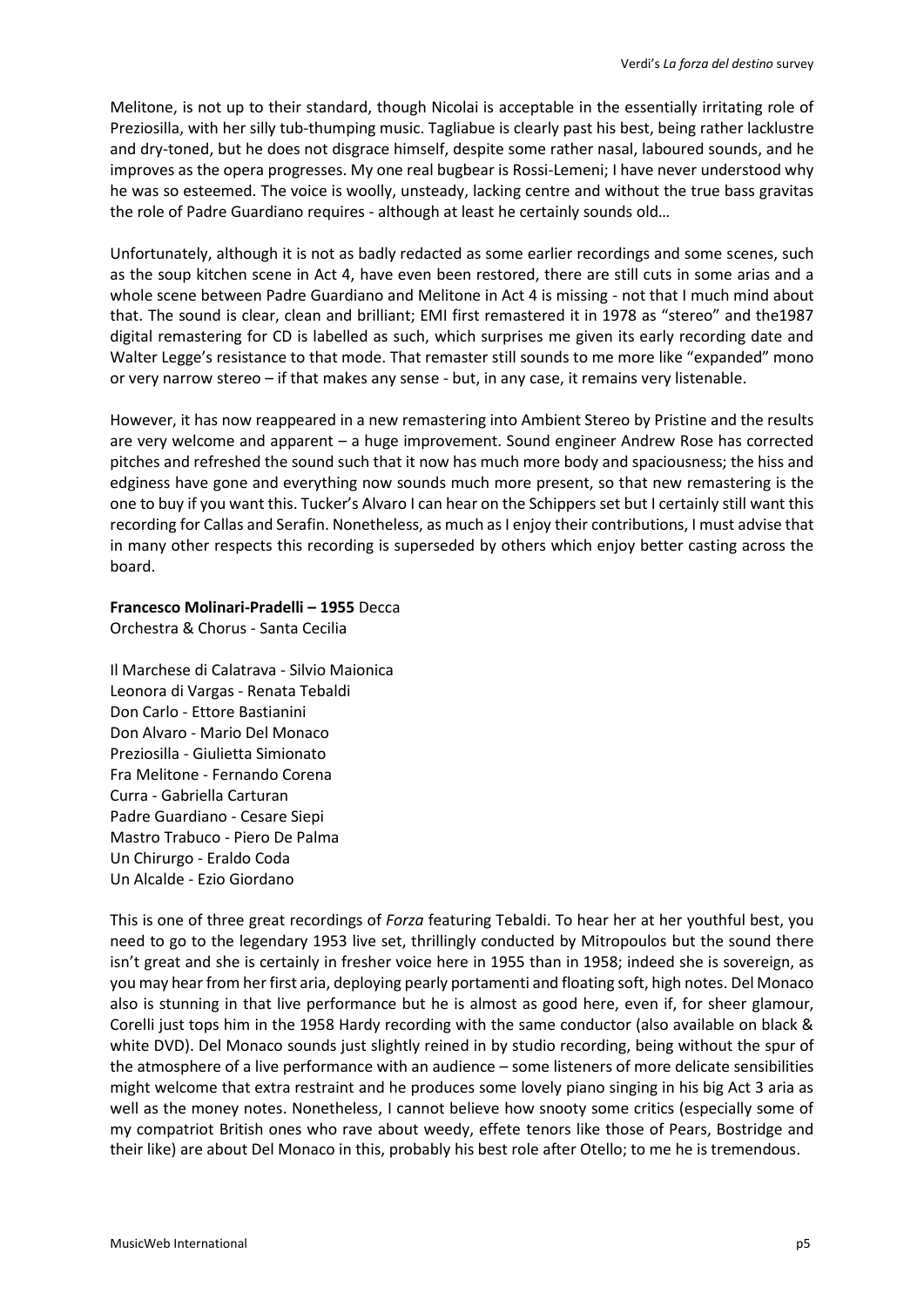Melitone, is not up to their standard, though Nicolai is acceptable in the essentially irritating role of Preziosilla, with her silly tub-thumping music. Tagliabue is clearly past his best, being rather lacklustre and dry-toned, but he does not disgrace himself, despite some rather nasal, laboured sounds, and he improves as the opera progresses. My one real bugbear is Rossi-Lemeni; I have never understood why he was so esteemed. The voice is woolly, unsteady, lacking centre and without the true bass gravitas the role of Padre Guardiano requires - although at least he certainly sounds old…

Unfortunately, although it is not as badly redacted as some earlier recordings and some scenes, such as the soup kitchen scene in Act 4, have even been restored, there are still cuts in some arias and a whole scene between Padre Guardiano and Melitone in Act 4 is missing - not that I much mind about that. The sound is clear, clean and brilliant; EMI first remastered it in 1978 as "stereo" and the1987 digital remastering for CD is labelled as such, which surprises me given its early recording date and Walter Legge's resistance to that mode. That remaster still sounds to me more like "expanded" mono or very narrow stereo – if that makes any sense - but, in any case, it remains very listenable.

However, it has now reappeared in a new remastering into Ambient Stereo by Pristine and the results are very welcome and apparent – a huge improvement. Sound engineer Andrew Rose has corrected pitches and refreshed the sound such that it now has much more body and spaciousness; the hiss and edginess have gone and everything now sounds much more present, so that new remastering is the one to buy if you want this. Tucker's Alvaro I can hear on the Schippers set but I certainly still want this recording for Callas and Serafin. Nonetheless, as much as I enjoy their contributions, I must advise that in many other respects this recording is superseded by others which enjoy better casting across the board.

**Francesco Molinari-Pradelli – 1955** Decca
Orchestra & Chorus - Santa Cecilia

Il Marchese di Calatrava - Silvio Maionica
Leonora di Vargas - Renata Tebaldi
Don Carlo - Ettore Bastianini
Don Alvaro - Mario Del Monaco
Preziosilla - Giulietta Simionato
Fra Melitone - Fernando Corena
Curra - Gabriella Carturan
Padre Guardiano - Cesare Siepi
Mastro Trabuco - Piero De Palma
Un Chirurgo - Eraldo Coda
Un Alcalde - Ezio Giordano

This is one of three great recordings of *Forza* featuring Tebaldi. To hear her at her youthful best, you need to go to the legendary 1953 live set, thrillingly conducted by Mitropoulos but the sound there isn't great and she is certainly in fresher voice here in 1955 than in 1958; indeed she is sovereign, as you may hear from her first aria, deploying pearly portamenti and floating soft, high notes. Del Monaco also is stunning in that live performance but he is almost as good here, even if, for sheer glamour, Corelli just tops him in the 1958 Hardy recording with the same conductor (also available on black & white DVD). Del Monaco sounds just slightly reined in by studio recording, being without the spur of the atmosphere of a live performance with an audience – some listeners of more delicate sensibilities might welcome that extra restraint and he produces some lovely piano singing in his big Act 3 aria as well as the money notes. Nonetheless, I cannot believe how snooty some critics (especially some of my compatriot British ones who rave about weedy, effete tenors like those of Pears, Bostridge and their like) are about Del Monaco in this, probably his best role after Otello; to me he is tremendous.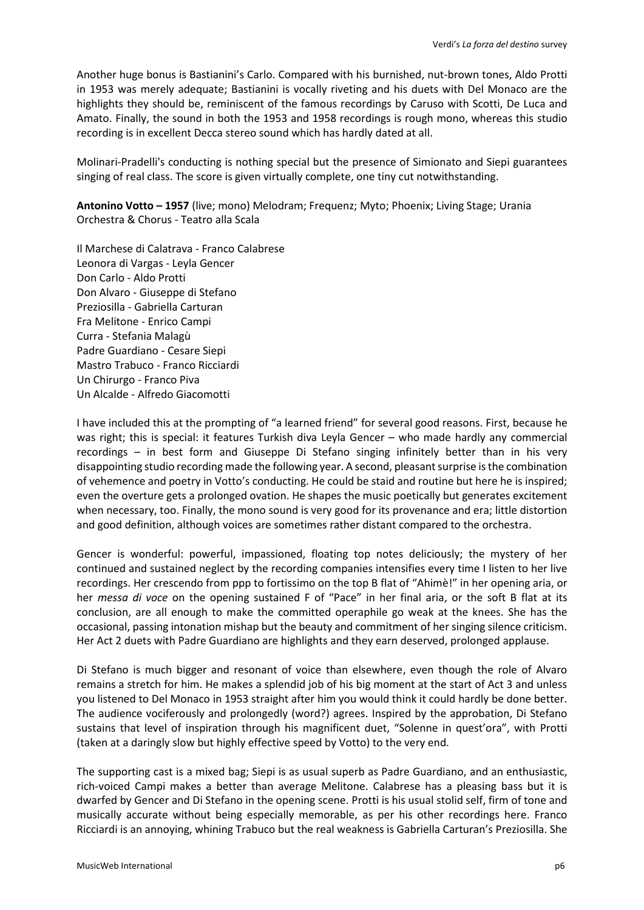Another huge bonus is Bastianini's Carlo. Compared with his burnished, nut-brown tones, Aldo Protti in 1953 was merely adequate; Bastianini is vocally riveting and his duets with Del Monaco are the highlights they should be, reminiscent of the famous recordings by Caruso with Scotti, De Luca and Amato. Finally, the sound in both the 1953 and 1958 recordings is rough mono, whereas this studio recording is in excellent Decca stereo sound which has hardly dated at all.

Molinari-Pradelli's conducting is nothing special but the presence of Simionato and Siepi guarantees singing of real class. The score is given virtually complete, one tiny cut notwithstanding.

**Antonino Votto – 1957** (live; mono) Melodram; Frequenz; Myto; Phoenix; Living Stage; Urania
Orchestra & Chorus - Teatro alla Scala

Il Marchese di Calatrava - Franco Calabrese
Leonora di Vargas - Leyla Gencer
Don Carlo - Aldo Protti
Don Alvaro - Giuseppe di Stefano
Preziosilla - Gabriella Carturan
Fra Melitone - Enrico Campi
Curra - Stefania Malagù
Padre Guardiano - Cesare Siepi
Mastro Trabuco - Franco Ricciardi
Un Chirurgo - Franco Piva
Un Alcalde - Alfredo Giacomotti

I have included this at the prompting of "a learned friend" for several good reasons. First, because he was right; this is special: it features Turkish diva Leyla Gencer – who made hardly any commercial recordings – in best form and Giuseppe Di Stefano singing infinitely better than in his very disappointing studio recording made the following year. A second, pleasant surprise is the combination of vehemence and poetry in Votto's conducting. He could be staid and routine but here he is inspired; even the overture gets a prolonged ovation. He shapes the music poetically but generates excitement when necessary, too. Finally, the mono sound is very good for its provenance and era; little distortion and good definition, although voices are sometimes rather distant compared to the orchestra.

Gencer is wonderful: powerful, impassioned, floating top notes deliciously; the mystery of her continued and sustained neglect by the recording companies intensifies every time I listen to her live recordings. Her crescendo from ppp to fortissimo on the top B flat of "Ahimè!" in her opening aria, or her *messa di voce* on the opening sustained F of "Pace" in her final aria, or the soft B flat at its conclusion, are all enough to make the committed operaphile go weak at the knees. She has the occasional, passing intonation mishap but the beauty and commitment of her singing silence criticism. Her Act 2 duets with Padre Guardiano are highlights and they earn deserved, prolonged applause.

Di Stefano is much bigger and resonant of voice than elsewhere, even though the role of Alvaro remains a stretch for him. He makes a splendid job of his big moment at the start of Act 3 and unless you listened to Del Monaco in 1953 straight after him you would think it could hardly be done better. The audience vociferously and prolongedly (word?) agrees. Inspired by the approbation, Di Stefano sustains that level of inspiration through his magnificent duet, "Solenne in quest'ora", with Protti (taken at a daringly slow but highly effective speed by Votto) to the very end.

The supporting cast is a mixed bag; Siepi is as usual superb as Padre Guardiano, and an enthusiastic, rich-voiced Campi makes a better than average Melitone. Calabrese has a pleasing bass but it is dwarfed by Gencer and Di Stefano in the opening scene. Protti is his usual stolid self, firm of tone and musically accurate without being especially memorable, as per his other recordings here. Franco Ricciardi is an annoying, whining Trabuco but the real weakness is Gabriella Carturan's Preziosilla. She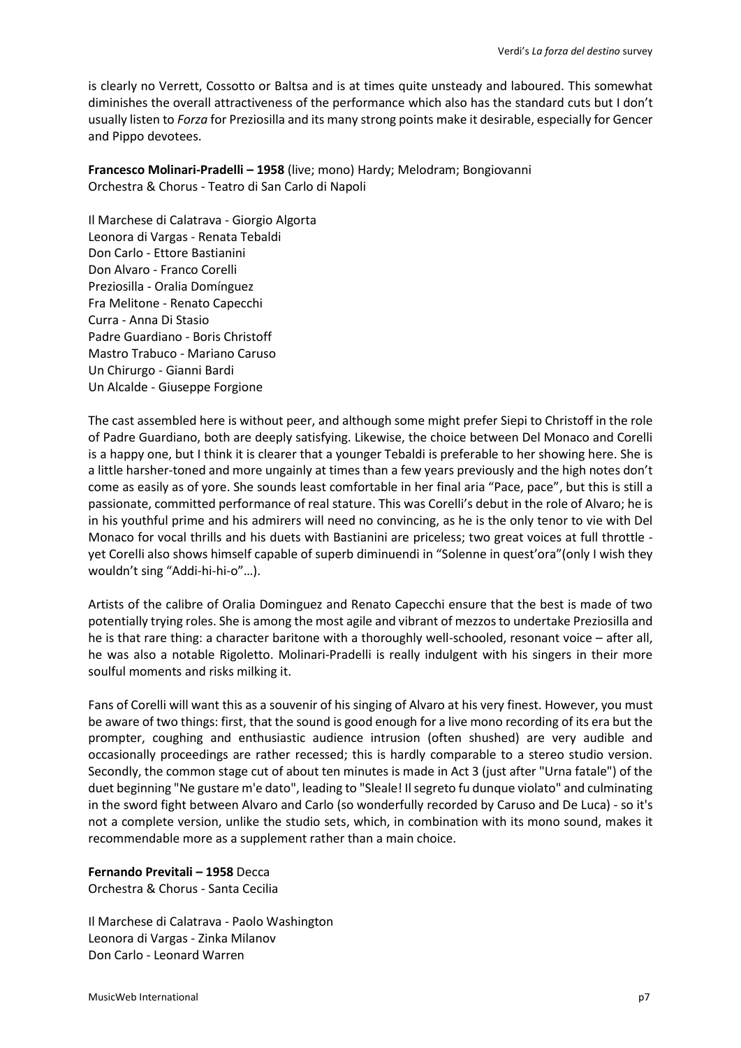is clearly no Verrett, Cossotto or Baltsa and is at times quite unsteady and laboured. This somewhat diminishes the overall attractiveness of the performance which also has the standard cuts but I don't usually listen to *Forza* for Preziosilla and its many strong points make it desirable, especially for Gencer and Pippo devotees.

**Francesco Molinari-Pradelli – 1958** (live; mono) Hardy; Melodram; Bongiovanni
Orchestra & Chorus - Teatro di San Carlo di Napoli

Il Marchese di Calatrava - Giorgio Algorta
Leonora di Vargas - Renata Tebaldi
Don Carlo - Ettore Bastianini
Don Alvaro - Franco Corelli
Preziosilla - Oralia Domínguez
Fra Melitone - Renato Capecchi
Curra - Anna Di Stasio
Padre Guardiano - Boris Christoff
Mastro Trabuco - Mariano Caruso
Un Chirurgo - Gianni Bardi
Un Alcalde - Giuseppe Forgione

The cast assembled here is without peer, and although some might prefer Siepi to Christoff in the role of Padre Guardiano, both are deeply satisfying. Likewise, the choice between Del Monaco and Corelli is a happy one, but I think it is clearer that a younger Tebaldi is preferable to her showing here. She is a little harsher-toned and more ungainly at times than a few years previously and the high notes don't come as easily as of yore. She sounds least comfortable in her final aria "Pace, pace", but this is still a passionate, committed performance of real stature. This was Corelli's debut in the role of Alvaro; he is in his youthful prime and his admirers will need no convincing, as he is the only tenor to vie with Del Monaco for vocal thrills and his duets with Bastianini are priceless; two great voices at full throttle - yet Corelli also shows himself capable of superb diminuendi in "Solenne in quest'ora"(only I wish they wouldn't sing "Addi-hi-hi-o"…).

Artists of the calibre of Oralia Dominguez and Renato Capecchi ensure that the best is made of two potentially trying roles. She is among the most agile and vibrant of mezzos to undertake Preziosilla and he is that rare thing: a character baritone with a thoroughly well-schooled, resonant voice – after all, he was also a notable Rigoletto. Molinari-Pradelli is really indulgent with his singers in their more soulful moments and risks milking it.

Fans of Corelli will want this as a souvenir of his singing of Alvaro at his very finest. However, you must be aware of two things: first, that the sound is good enough for a live mono recording of its era but the prompter, coughing and enthusiastic audience intrusion (often shushed) are very audible and occasionally proceedings are rather recessed; this is hardly comparable to a stereo studio version. Secondly, the common stage cut of about ten minutes is made in Act 3 (just after "Urna fatale") of the duet beginning "Ne gustare m'e dato", leading to "Sleale! Il segreto fu dunque violato" and culminating in the sword fight between Alvaro and Carlo (so wonderfully recorded by Caruso and De Luca) - so it's not a complete version, unlike the studio sets, which, in combination with its mono sound, makes it recommendable more as a supplement rather than a main choice.

**Fernando Previtali – 1958** Decca
Orchestra & Chorus - Santa Cecilia

Il Marchese di Calatrava - Paolo Washington
Leonora di Vargas - Zinka Milanov
Don Carlo - Leonard Warren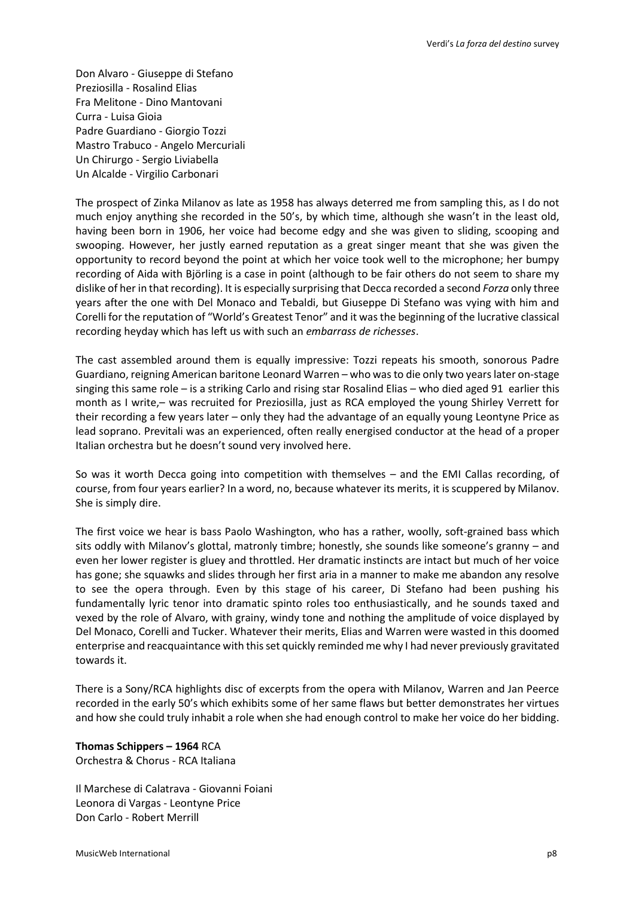Don Alvaro - Giuseppe di Stefano
Preziosilla - Rosalind Elias
Fra Melitone - Dino Mantovani
Curra - Luisa Gioia
Padre Guardiano - Giorgio Tozzi
Mastro Trabuco - Angelo Mercuriali
Un Chirurgo - Sergio Liviabella
Un Alcalde - Virgilio Carbonari

The prospect of Zinka Milanov as late as 1958 has always deterred me from sampling this, as I do not much enjoy anything she recorded in the 50's, by which time, although she wasn't in the least old, having been born in 1906, her voice had become edgy and she was given to sliding, scooping and swooping. However, her justly earned reputation as a great singer meant that she was given the opportunity to record beyond the point at which her voice took well to the microphone; her bumpy recording of Aida with Björling is a case in point (although to be fair others do not seem to share my dislike of her in that recording). It is especially surprising that Decca recorded a second *Forza* only three years after the one with Del Monaco and Tebaldi, but Giuseppe Di Stefano was vying with him and Corelli for the reputation of "World's Greatest Tenor" and it was the beginning of the lucrative classical recording heyday which has left us with such an *embarrass de richesses*.

The cast assembled around them is equally impressive: Tozzi repeats his smooth, sonorous Padre Guardiano, reigning American baritone Leonard Warren – who was to die only two years later on-stage singing this same role – is a striking Carlo and rising star Rosalind Elias – who died aged 91 earlier this month as I write,– was recruited for Preziosilla, just as RCA employed the young Shirley Verrett for their recording a few years later – only they had the advantage of an equally young Leontyne Price as lead soprano. Previtali was an experienced, often really energised conductor at the head of a proper Italian orchestra but he doesn't sound very involved here.

So was it worth Decca going into competition with themselves – and the EMI Callas recording, of course, from four years earlier? In a word, no, because whatever its merits, it is scuppered by Milanov. She is simply dire.

The first voice we hear is bass Paolo Washington, who has a rather, woolly, soft-grained bass which sits oddly with Milanov's glottal, matronly timbre; honestly, she sounds like someone's granny – and even her lower register is gluey and throttled. Her dramatic instincts are intact but much of her voice has gone; she squawks and slides through her first aria in a manner to make me abandon any resolve to see the opera through. Even by this stage of his career, Di Stefano had been pushing his fundamentally lyric tenor into dramatic spinto roles too enthusiastically, and he sounds taxed and vexed by the role of Alvaro, with grainy, windy tone and nothing the amplitude of voice displayed by Del Monaco, Corelli and Tucker. Whatever their merits, Elias and Warren were wasted in this doomed enterprise and reacquaintance with this set quickly reminded me why I had never previously gravitated towards it.

There is a Sony/RCA highlights disc of excerpts from the opera with Milanov, Warren and Jan Peerce recorded in the early 50's which exhibits some of her same flaws but better demonstrates her virtues and how she could truly inhabit a role when she had enough control to make her voice do her bidding.

**Thomas Schippers – 1964** RCA
Orchestra & Chorus - RCA Italiana

Il Marchese di Calatrava - Giovanni Foiani
Leonora di Vargas - Leontyne Price
Don Carlo - Robert Merrill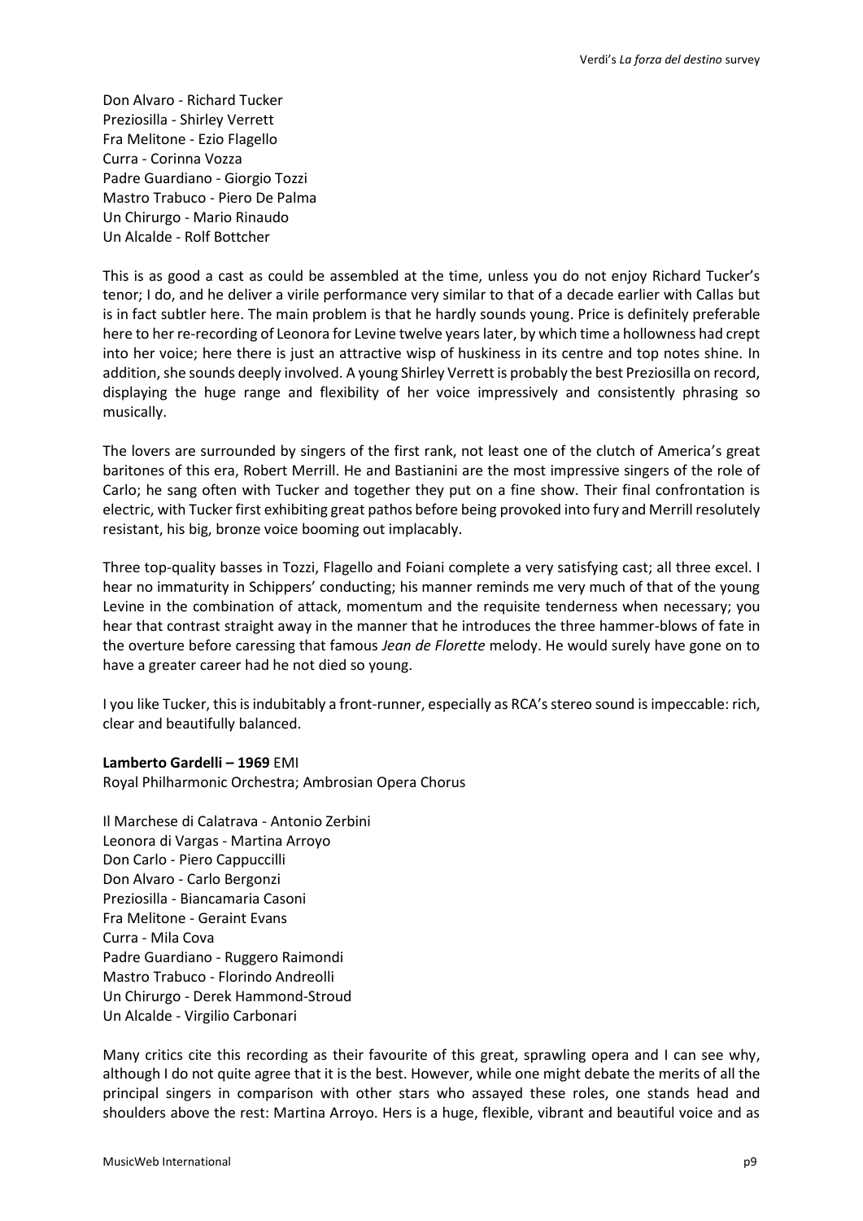Don Alvaro - Richard Tucker
Preziosilla - Shirley Verrett
Fra Melitone - Ezio Flagello
Curra - Corinna Vozza
Padre Guardiano - Giorgio Tozzi
Mastro Trabuco - Piero De Palma
Un Chirurgo - Mario Rinaudo
Un Alcalde - Rolf Bottcher

This is as good a cast as could be assembled at the time, unless you do not enjoy Richard Tucker's tenor; I do, and he deliver a virile performance very similar to that of a decade earlier with Callas but is in fact subtler here. The main problem is that he hardly sounds young. Price is definitely preferable here to her re-recording of Leonora for Levine twelve years later, by which time a hollowness had crept into her voice; here there is just an attractive wisp of huskiness in its centre and top notes shine. In addition, she sounds deeply involved. A young Shirley Verrett is probably the best Preziosilla on record, displaying the huge range and flexibility of her voice impressively and consistently phrasing so musically.

The lovers are surrounded by singers of the first rank, not least one of the clutch of America's great baritones of this era, Robert Merrill. He and Bastianini are the most impressive singers of the role of Carlo; he sang often with Tucker and together they put on a fine show. Their final confrontation is electric, with Tucker first exhibiting great pathos before being provoked into fury and Merrill resolutely resistant, his big, bronze voice booming out implacably.

Three top-quality basses in Tozzi, Flagello and Foiani complete a very satisfying cast; all three excel. I hear no immaturity in Schippers' conducting; his manner reminds me very much of that of the young Levine in the combination of attack, momentum and the requisite tenderness when necessary; you hear that contrast straight away in the manner that he introduces the three hammer-blows of fate in the overture before caressing that famous *Jean de Florette* melody. He would surely have gone on to have a greater career had he not died so young.

I you like Tucker, this is indubitably a front-runner, especially as RCA's stereo sound is impeccable: rich, clear and beautifully balanced.

**Lamberto Gardelli – 1969** EMI
Royal Philharmonic Orchestra; Ambrosian Opera Chorus

Il Marchese di Calatrava - Antonio Zerbini
Leonora di Vargas - Martina Arroyo
Don Carlo - Piero Cappuccilli
Don Alvaro - Carlo Bergonzi
Preziosilla - Biancamaria Casoni
Fra Melitone - Geraint Evans
Curra - Mila Cova
Padre Guardiano - Ruggero Raimondi
Mastro Trabuco - Florindo Andreolli
Un Chirurgo - Derek Hammond-Stroud
Un Alcalde - Virgilio Carbonari

Many critics cite this recording as their favourite of this great, sprawling opera and I can see why, although I do not quite agree that it is the best. However, while one might debate the merits of all the principal singers in comparison with other stars who assayed these roles, one stands head and shoulders above the rest: Martina Arroyo. Hers is a huge, flexible, vibrant and beautiful voice and as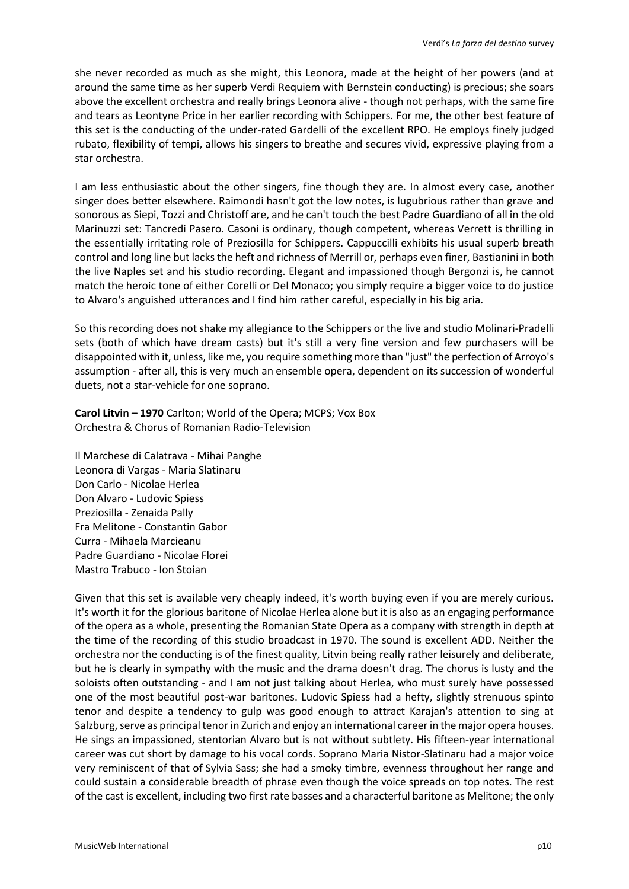she never recorded as much as she might, this Leonora, made at the height of her powers (and at around the same time as her superb Verdi Requiem with Bernstein conducting) is precious; she soars above the excellent orchestra and really brings Leonora alive - though not perhaps, with the same fire and tears as Leontyne Price in her earlier recording with Schippers. For me, the other best feature of this set is the conducting of the under-rated Gardelli of the excellent RPO. He employs finely judged rubato, flexibility of tempi, allows his singers to breathe and secures vivid, expressive playing from a star orchestra.

I am less enthusiastic about the other singers, fine though they are. In almost every case, another singer does better elsewhere. Raimondi hasn't got the low notes, is lugubrious rather than grave and sonorous as Siepi, Tozzi and Christoff are, and he can't touch the best Padre Guardiano of all in the old Marinuzzi set: Tancredi Pasero. Casoni is ordinary, though competent, whereas Verrett is thrilling in the essentially irritating role of Preziosilla for Schippers. Cappuccilli exhibits his usual superb breath control and long line but lacks the heft and richness of Merrill or, perhaps even finer, Bastianini in both the live Naples set and his studio recording. Elegant and impassioned though Bergonzi is, he cannot match the heroic tone of either Corelli or Del Monaco; you simply require a bigger voice to do justice to Alvaro's anguished utterances and I find him rather careful, especially in his big aria.

So this recording does not shake my allegiance to the Schippers or the live and studio Molinari-Pradelli sets (both of which have dream casts) but it's still a very fine version and few purchasers will be disappointed with it, unless, like me, you require something more than "just" the perfection of Arroyo's assumption - after all, this is very much an ensemble opera, dependent on its succession of wonderful duets, not a star-vehicle for one soprano.

**Carol Litvin – 1970** Carlton; World of the Opera; MCPS; Vox Box
Orchestra & Chorus of Romanian Radio-Television

Il Marchese di Calatrava - Mihai Panghe
Leonora di Vargas - Maria Slatinaru
Don Carlo - Nicolae Herlea
Don Alvaro - Ludovic Spiess
Preziosilla - Zenaida Pally
Fra Melitone - Constantin Gabor
Curra - Mihaela Marcieanu
Padre Guardiano - Nicolae Florei
Mastro Trabuco - Ion Stoian

Given that this set is available very cheaply indeed, it's worth buying even if you are merely curious. It's worth it for the glorious baritone of Nicolae Herlea alone but it is also as an engaging performance of the opera as a whole, presenting the Romanian State Opera as a company with strength in depth at the time of the recording of this studio broadcast in 1970. The sound is excellent ADD. Neither the orchestra nor the conducting is of the finest quality, Litvin being really rather leisurely and deliberate, but he is clearly in sympathy with the music and the drama doesn't drag. The chorus is lusty and the soloists often outstanding - and I am not just talking about Herlea, who must surely have possessed one of the most beautiful post-war baritones. Ludovic Spiess had a hefty, slightly strenuous spinto tenor and despite a tendency to gulp was good enough to attract Karajan's attention to sing at Salzburg, serve as principal tenor in Zurich and enjoy an international career in the major opera houses. He sings an impassioned, stentorian Alvaro but is not without subtlety. His fifteen-year international career was cut short by damage to his vocal cords. Soprano Maria Nistor-Slatinaru had a major voice very reminiscent of that of Sylvia Sass; she had a smoky timbre, evenness throughout her range and could sustain a considerable breadth of phrase even though the voice spreads on top notes. The rest of the cast is excellent, including two first rate basses and a characterful baritone as Melitone; the only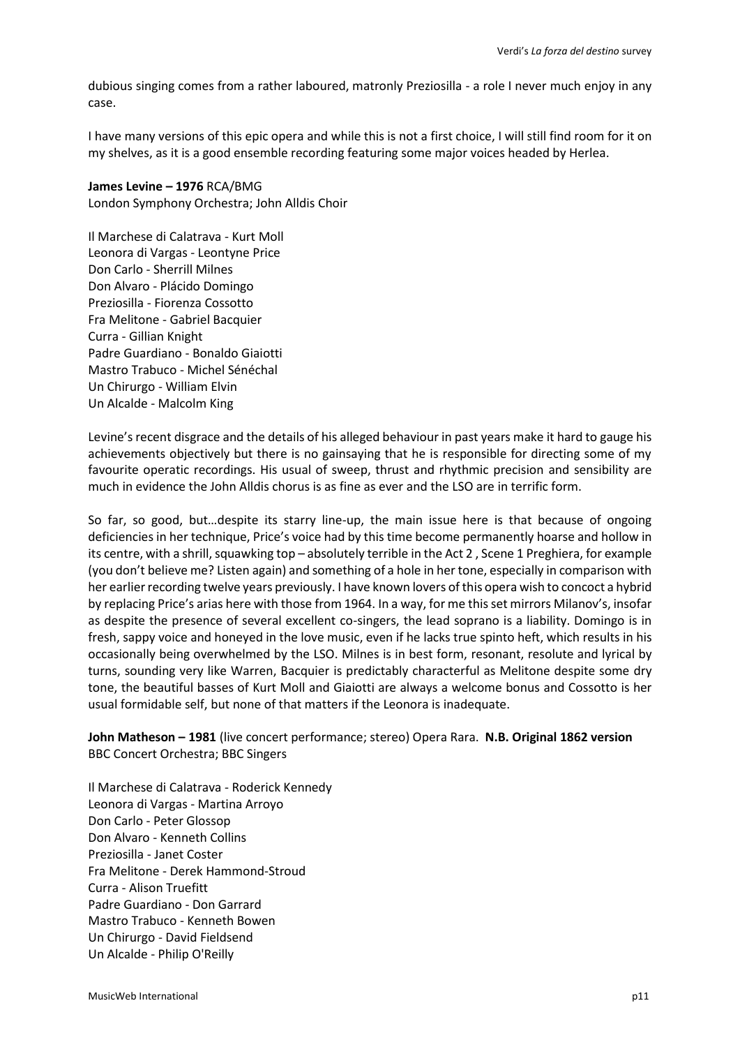dubious singing comes from a rather laboured, matronly Preziosilla - a role I never much enjoy in any case.

I have many versions of this epic opera and while this is not a first choice, I will still find room for it on my shelves, as it is a good ensemble recording featuring some major voices headed by Herlea.

**James Levine – 1976** RCA/BMG
London Symphony Orchestra; John Alldis Choir

Il Marchese di Calatrava - Kurt Moll
Leonora di Vargas - Leontyne Price
Don Carlo - Sherrill Milnes
Don Alvaro - Plácido Domingo
Preziosilla - Fiorenza Cossotto
Fra Melitone - Gabriel Bacquier
Curra - Gillian Knight
Padre Guardiano - Bonaldo Giaiotti
Mastro Trabuco - Michel Sénéchal
Un Chirurgo - William Elvin
Un Alcalde - Malcolm King

Levine's recent disgrace and the details of his alleged behaviour in past years make it hard to gauge his achievements objectively but there is no gainsaying that he is responsible for directing some of my favourite operatic recordings. His usual of sweep, thrust and rhythmic precision and sensibility are much in evidence the John Alldis chorus is as fine as ever and the LSO are in terrific form.

So far, so good, but…despite its starry line-up, the main issue here is that because of ongoing deficiencies in her technique, Price's voice had by this time become permanently hoarse and hollow in its centre, with a shrill, squawking top – absolutely terrible in the Act 2 , Scene 1 Preghiera, for example (you don't believe me? Listen again) and something of a hole in her tone, especially in comparison with her earlier recording twelve years previously. I have known lovers of this opera wish to concoct a hybrid by replacing Price's arias here with those from 1964. In a way, for me this set mirrors Milanov's, insofar as despite the presence of several excellent co-singers, the lead soprano is a liability. Domingo is in fresh, sappy voice and honeyed in the love music, even if he lacks true spinto heft, which results in his occasionally being overwhelmed by the LSO. Milnes is in best form, resonant, resolute and lyrical by turns, sounding very like Warren, Bacquier is predictably characterful as Melitone despite some dry tone, the beautiful basses of Kurt Moll and Giaiotti are always a welcome bonus and Cossotto is her usual formidable self, but none of that matters if the Leonora is inadequate.

**John Matheson – 1981** (live concert performance; stereo) Opera Rara. **N.B. Original 1862 version**
BBC Concert Orchestra; BBC Singers

Il Marchese di Calatrava - Roderick Kennedy
Leonora di Vargas - Martina Arroyo
Don Carlo - Peter Glossop
Don Alvaro - Kenneth Collins
Preziosilla - Janet Coster
Fra Melitone - Derek Hammond-Stroud
Curra - Alison Truefitt
Padre Guardiano - Don Garrard
Mastro Trabuco - Kenneth Bowen
Un Chirurgo - David Fieldsend
Un Alcalde - Philip O'Reilly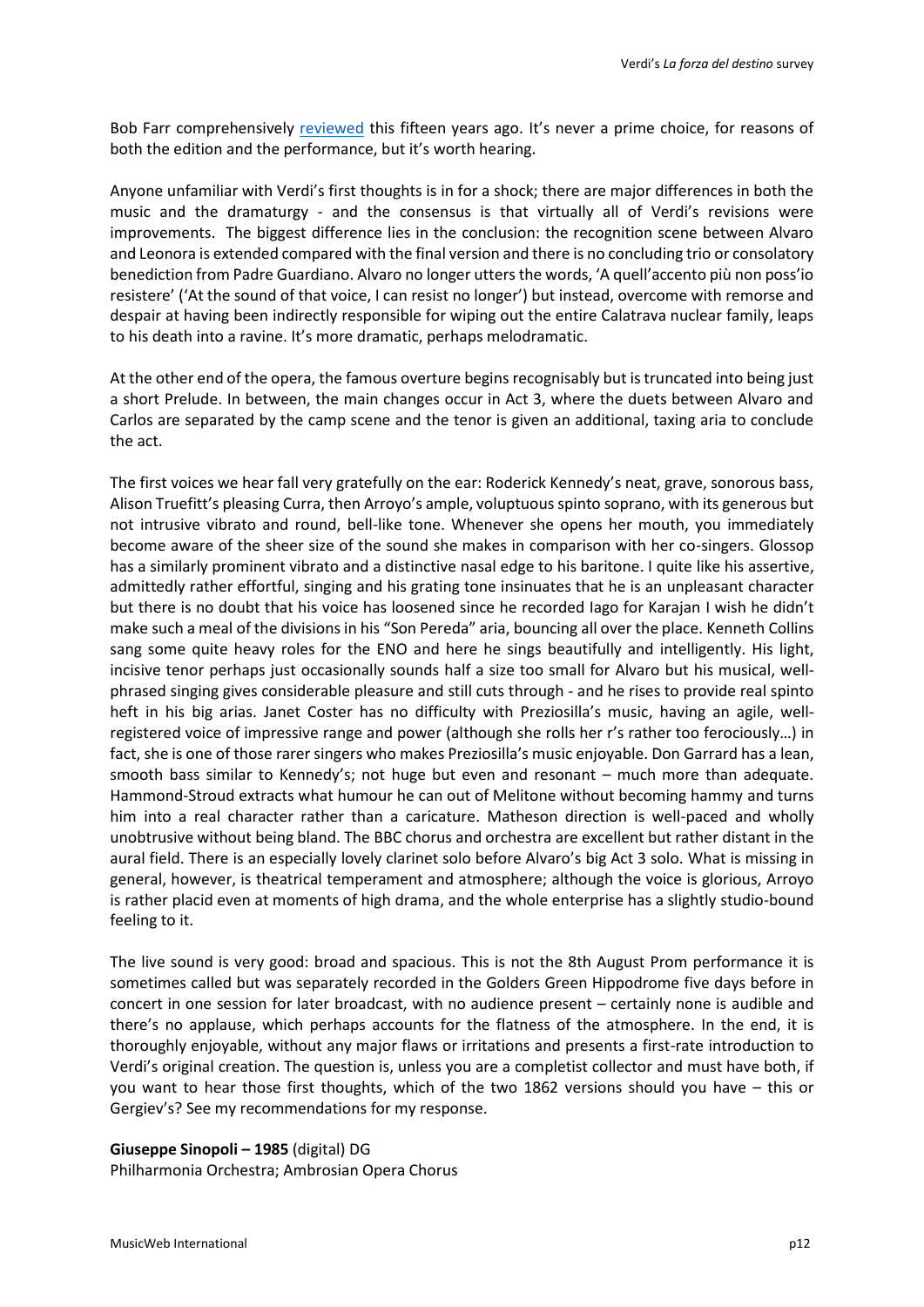Bob Farr comprehensively [reviewed](reviewed) this fifteen years ago. It's never a prime choice, for reasons of both the edition and the performance, but it's worth hearing.

Anyone unfamiliar with Verdi's first thoughts is in for a shock; there are major differences in both the music and the dramaturgy - and the consensus is that virtually all of Verdi's revisions were improvements. The biggest difference lies in the conclusion: the recognition scene between Alvaro and Leonora is extended compared with the final version and there is no concluding trio or consolatory benediction from Padre Guardiano. Alvaro no longer utters the words, 'A quell'accento più non poss'io resistere' ('At the sound of that voice, I can resist no longer') but instead, overcome with remorse and despair at having been indirectly responsible for wiping out the entire Calatrava nuclear family, leaps to his death into a ravine. It's more dramatic, perhaps melodramatic.

At the other end of the opera, the famous overture begins recognisably but is truncated into being just a short Prelude. In between, the main changes occur in Act 3, where the duets between Alvaro and Carlos are separated by the camp scene and the tenor is given an additional, taxing aria to conclude the act.

The first voices we hear fall very gratefully on the ear: Roderick Kennedy's neat, grave, sonorous bass, Alison Truefitt's pleasing Curra, then Arroyo's ample, voluptuous spinto soprano, with its generous but not intrusive vibrato and round, bell-like tone. Whenever she opens her mouth, you immediately become aware of the sheer size of the sound she makes in comparison with her co-singers. Glossop has a similarly prominent vibrato and a distinctive nasal edge to his baritone. I quite like his assertive, admittedly rather effortful, singing and his grating tone insinuates that he is an unpleasant character but there is no doubt that his voice has loosened since he recorded Iago for Karajan I wish he didn't make such a meal of the divisions in his "Son Pereda" aria, bouncing all over the place. Kenneth Collins sang some quite heavy roles for the ENO and here he sings beautifully and intelligently. His light, incisive tenor perhaps just occasionally sounds half a size too small for Alvaro but his musical, well-phrased singing gives considerable pleasure and still cuts through - and he rises to provide real spinto heft in his big arias. Janet Coster has no difficulty with Preziosilla's music, having an agile, well-registered voice of impressive range and power (although she rolls her r's rather too ferociously…) in fact, she is one of those rarer singers who makes Preziosilla's music enjoyable. Don Garrard has a lean, smooth bass similar to Kennedy's; not huge but even and resonant – much more than adequate. Hammond-Stroud extracts what humour he can out of Melitone without becoming hammy and turns him into a real character rather than a caricature. Matheson direction is well-paced and wholly unobtrusive without being bland. The BBC chorus and orchestra are excellent but rather distant in the aural field. There is an especially lovely clarinet solo before Alvaro's big Act 3 solo. What is missing in general, however, is theatrical temperament and atmosphere; although the voice is glorious, Arroyo is rather placid even at moments of high drama, and the whole enterprise has a slightly studio-bound feeling to it.

The live sound is very good: broad and spacious. This is not the 8th August Prom performance it is sometimes called but was separately recorded in the Golders Green Hippodrome five days before in concert in one session for later broadcast, with no audience present – certainly none is audible and there's no applause, which perhaps accounts for the flatness of the atmosphere. In the end, it is thoroughly enjoyable, without any major flaws or irritations and presents a first-rate introduction to Verdi's original creation. The question is, unless you are a completist collector and must have both, if you want to hear those first thoughts, which of the two 1862 versions should you have – this or Gergiev's? See my recommendations for my response.

**Giuseppe Sinopoli – 1985** (digital) DG
Philharmonia Orchestra; Ambrosian Opera Chorus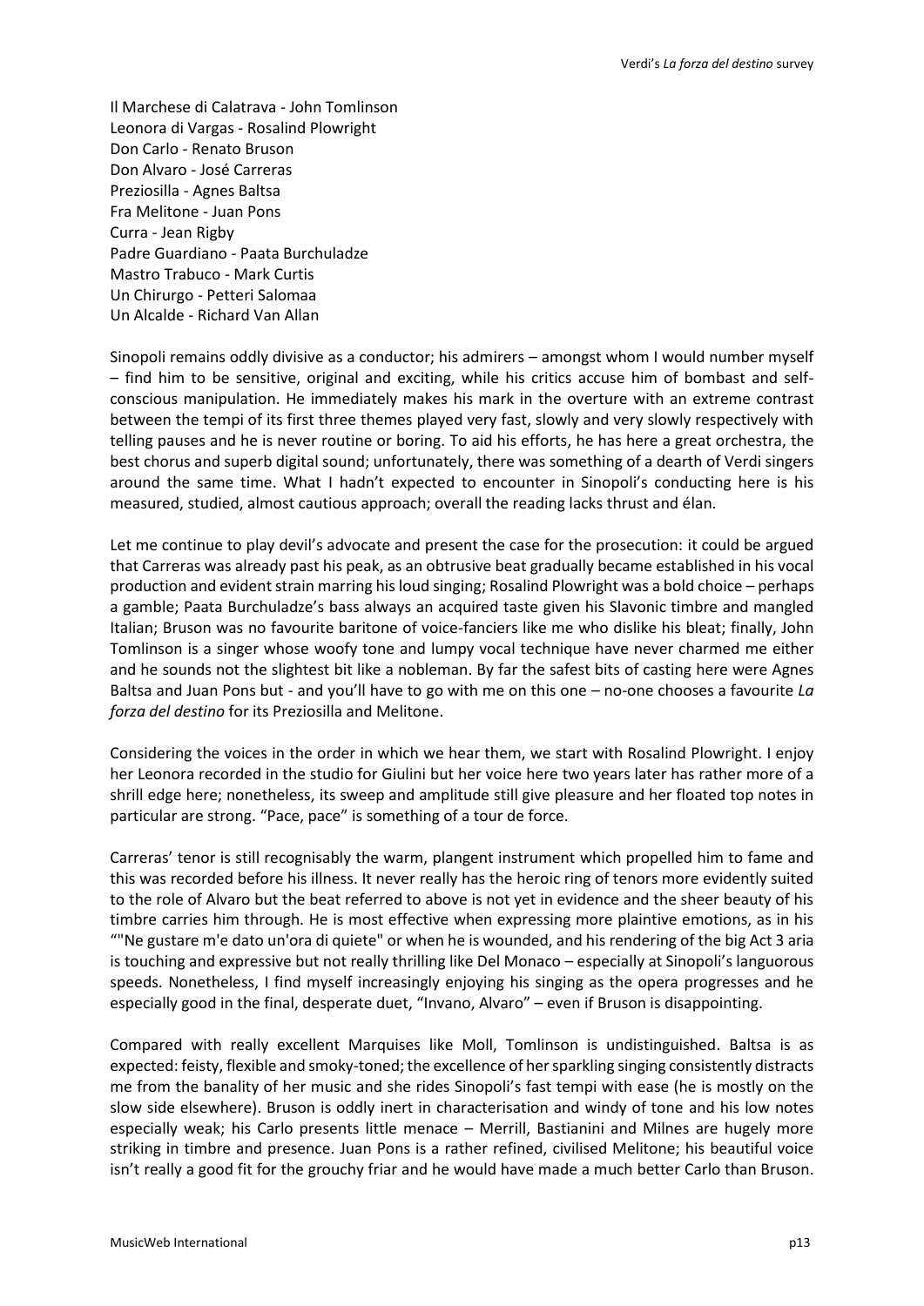Il Marchese di Calatrava - John Tomlinson
Leonora di Vargas - Rosalind Plowright
Don Carlo - Renato Bruson
Don Alvaro - José Carreras
Preziosilla - Agnes Baltsa
Fra Melitone - Juan Pons
Curra - Jean Rigby
Padre Guardiano - Paata Burchuladze
Mastro Trabuco - Mark Curtis
Un Chirurgo - Petteri Salomaa
Un Alcalde - Richard Van Allan

Sinopoli remains oddly divisive as a conductor; his admirers – amongst whom I would number myself – find him to be sensitive, original and exciting, while his critics accuse him of bombast and self-conscious manipulation. He immediately makes his mark in the overture with an extreme contrast between the tempi of its first three themes played very fast, slowly and very slowly respectively with telling pauses and he is never routine or boring. To aid his efforts, he has here a great orchestra, the best chorus and superb digital sound; unfortunately, there was something of a dearth of Verdi singers around the same time. What I hadn't expected to encounter in Sinopoli's conducting here is his measured, studied, almost cautious approach; overall the reading lacks thrust and élan.

Let me continue to play devil's advocate and present the case for the prosecution: it could be argued that Carreras was already past his peak, as an obtrusive beat gradually became established in his vocal production and evident strain marring his loud singing; Rosalind Plowright was a bold choice – perhaps a gamble; Paata Burchuladze's bass always an acquired taste given his Slavonic timbre and mangled Italian; Bruson was no favourite baritone of voice-fanciers like me who dislike his bleat; finally, John Tomlinson is a singer whose woofy tone and lumpy vocal technique have never charmed me either and he sounds not the slightest bit like a nobleman. By far the safest bits of casting here were Agnes Baltsa and Juan Pons but - and you'll have to go with me on this one – no-one chooses a favourite *La forza del destino* for its Preziosilla and Melitone.

Considering the voices in the order in which we hear them, we start with Rosalind Plowright. I enjoy her Leonora recorded in the studio for Giulini but her voice here two years later has rather more of a shrill edge here; nonetheless, its sweep and amplitude still give pleasure and her floated top notes in particular are strong. "Pace, pace" is something of a tour de force.

Carreras' tenor is still recognisably the warm, plangent instrument which propelled him to fame and this was recorded before his illness. It never really has the heroic ring of tenors more evidently suited to the role of Alvaro but the beat referred to above is not yet in evidence and the sheer beauty of his timbre carries him through. He is most effective when expressing more plaintive emotions, as in his ""Ne gustare m'e dato un'ora di quiete" or when he is wounded, and his rendering of the big Act 3 aria is touching and expressive but not really thrilling like Del Monaco – especially at Sinopoli's languorous speeds. Nonetheless, I find myself increasingly enjoying his singing as the opera progresses and he especially good in the final, desperate duet, "Invano, Alvaro" – even if Bruson is disappointing.

Compared with really excellent Marquises like Moll, Tomlinson is undistinguished. Baltsa is as expected: feisty, flexible and smoky-toned; the excellence of her sparkling singing consistently distracts me from the banality of her music and she rides Sinopoli's fast tempi with ease (he is mostly on the slow side elsewhere). Bruson is oddly inert in characterisation and windy of tone and his low notes especially weak; his Carlo presents little menace – Merrill, Bastianini and Milnes are hugely more striking in timbre and presence. Juan Pons is a rather refined, civilised Melitone; his beautiful voice isn't really a good fit for the grouchy friar and he would have made a much better Carlo than Bruson.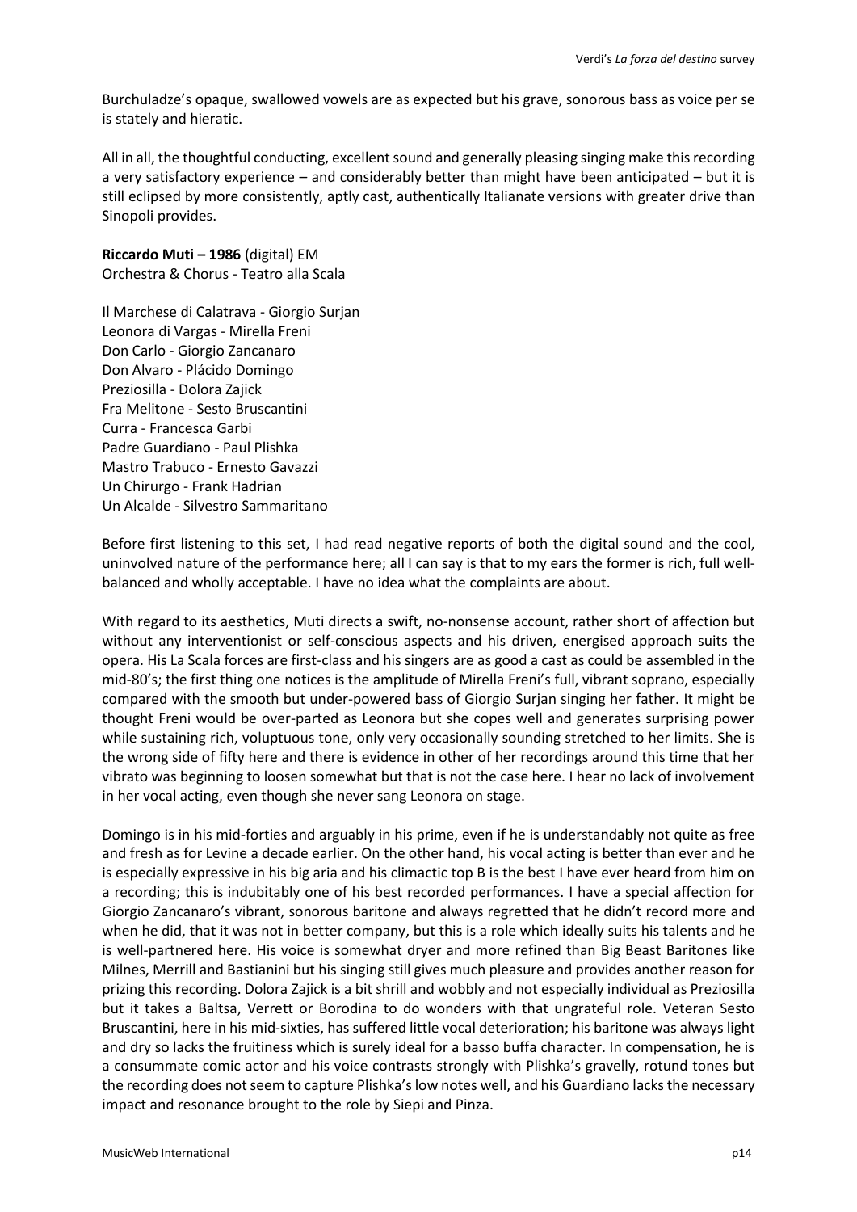Burchuladze's opaque, swallowed vowels are as expected but his grave, sonorous bass as voice per se is stately and hieratic.

All in all, the thoughtful conducting, excellent sound and generally pleasing singing make this recording a very satisfactory experience – and considerably better than might have been anticipated – but it is still eclipsed by more consistently, aptly cast, authentically Italianate versions with greater drive than Sinopoli provides.

**Riccardo Muti – 1986** (digital) EM
Orchestra & Chorus - Teatro alla Scala

Il Marchese di Calatrava - Giorgio Surjan
Leonora di Vargas - Mirella Freni
Don Carlo - Giorgio Zancanaro
Don Alvaro - Plácido Domingo
Preziosilla - Dolora Zajick
Fra Melitone - Sesto Bruscantini
Curra - Francesca Garbi
Padre Guardiano - Paul Plishka
Mastro Trabuco - Ernesto Gavazzi
Un Chirurgo - Frank Hadrian
Un Alcalde - Silvestro Sammaritano

Before first listening to this set, I had read negative reports of both the digital sound and the cool, uninvolved nature of the performance here; all I can say is that to my ears the former is rich, full well-balanced and wholly acceptable. I have no idea what the complaints are about.

With regard to its aesthetics, Muti directs a swift, no-nonsense account, rather short of affection but without any interventionist or self-conscious aspects and his driven, energised approach suits the opera. His La Scala forces are first-class and his singers are as good a cast as could be assembled in the mid-80's; the first thing one notices is the amplitude of Mirella Freni's full, vibrant soprano, especially compared with the smooth but under-powered bass of Giorgio Surjan singing her father. It might be thought Freni would be over-parted as Leonora but she copes well and generates surprising power while sustaining rich, voluptuous tone, only very occasionally sounding stretched to her limits. She is the wrong side of fifty here and there is evidence in other of her recordings around this time that her vibrato was beginning to loosen somewhat but that is not the case here. I hear no lack of involvement in her vocal acting, even though she never sang Leonora on stage.

Domingo is in his mid-forties and arguably in his prime, even if he is understandably not quite as free and fresh as for Levine a decade earlier. On the other hand, his vocal acting is better than ever and he is especially expressive in his big aria and his climactic top B is the best I have ever heard from him on a recording; this is indubitably one of his best recorded performances. I have a special affection for Giorgio Zancanaro's vibrant, sonorous baritone and always regretted that he didn't record more and when he did, that it was not in better company, but this is a role which ideally suits his talents and he is well-partnered here. His voice is somewhat dryer and more refined than Big Beast Baritones like Milnes, Merrill and Bastianini but his singing still gives much pleasure and provides another reason for prizing this recording. Dolora Zajick is a bit shrill and wobbly and not especially individual as Preziosilla but it takes a Baltsa, Verrett or Borodina to do wonders with that ungrateful role. Veteran Sesto Bruscantini, here in his mid-sixties, has suffered little vocal deterioration; his baritone was always light and dry so lacks the fruitiness which is surely ideal for a basso buffa character. In compensation, he is a consummate comic actor and his voice contrasts strongly with Plishka's gravelly, rotund tones but the recording does not seem to capture Plishka's low notes well, and his Guardiano lacks the necessary impact and resonance brought to the role by Siepi and Pinza.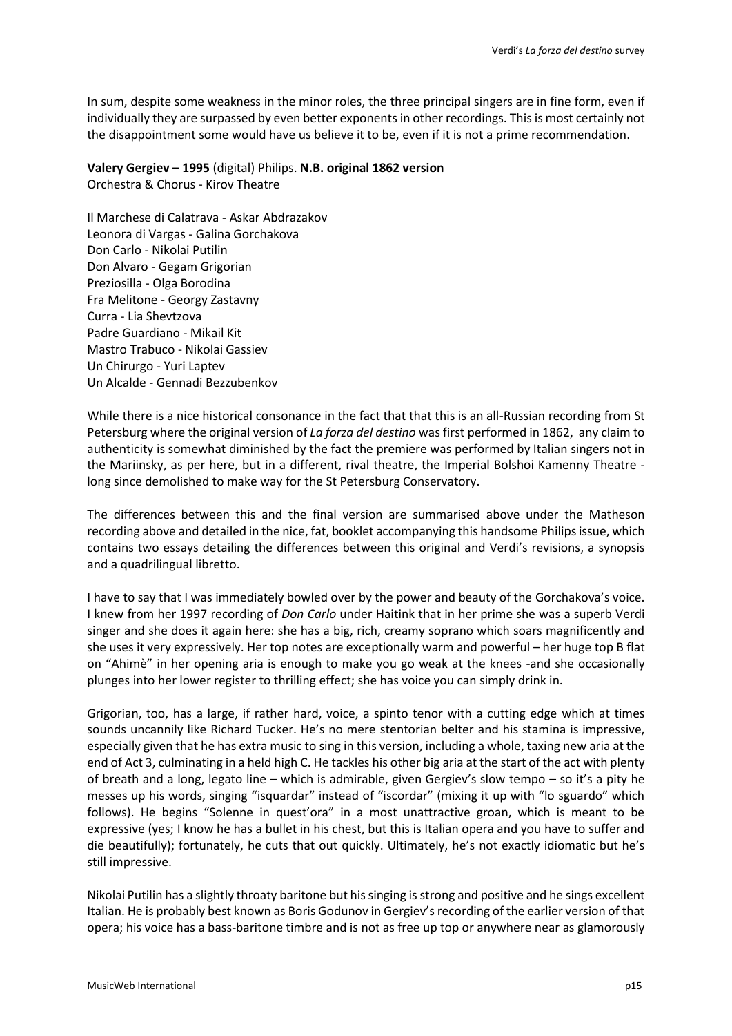In sum, despite some weakness in the minor roles, the three principal singers are in fine form, even if individually they are surpassed by even better exponents in other recordings. This is most certainly not the disappointment some would have us believe it to be, even if it is not a prime recommendation.

**Valery Gergiev – 1995** (digital) Philips. **N.B. original 1862 version**
Orchestra & Chorus - Kirov Theatre

Il Marchese di Calatrava - Askar Abdrazakov
Leonora di Vargas - Galina Gorchakova
Don Carlo - Nikolai Putilin
Don Alvaro - Gegam Grigorian
Preziosilla - Olga Borodina
Fra Melitone - Georgy Zastavny
Curra - Lia Shevtzova
Padre Guardiano - Mikail Kit
Mastro Trabuco - Nikolai Gassiev
Un Chirurgo - Yuri Laptev
Un Alcalde - Gennadi Bezzubenkov

While there is a nice historical consonance in the fact that that this is an all-Russian recording from St Petersburg where the original version of *La forza del destino* was first performed in 1862, any claim to authenticity is somewhat diminished by the fact the premiere was performed by Italian singers not in the Mariinsky, as per here, but in a different, rival theatre, the Imperial Bolshoi Kamenny Theatre - long since demolished to make way for the St Petersburg Conservatory.

The differences between this and the final version are summarised above under the Matheson recording above and detailed in the nice, fat, booklet accompanying this handsome Philips issue, which contains two essays detailing the differences between this original and Verdi's revisions, a synopsis and a quadrilingual libretto.

I have to say that I was immediately bowled over by the power and beauty of the Gorchakova's voice. I knew from her 1997 recording of *Don Carlo* under Haitink that in her prime she was a superb Verdi singer and she does it again here: she has a big, rich, creamy soprano which soars magnificently and she uses it very expressively. Her top notes are exceptionally warm and powerful – her huge top B flat on "Ahimè" in her opening aria is enough to make you go weak at the knees -and she occasionally plunges into her lower register to thrilling effect; she has voice you can simply drink in.

Grigorian, too, has a large, if rather hard, voice, a spinto tenor with a cutting edge which at times sounds uncannily like Richard Tucker. He's no mere stentorian belter and his stamina is impressive, especially given that he has extra music to sing in this version, including a whole, taxing new aria at the end of Act 3, culminating in a held high C. He tackles his other big aria at the start of the act with plenty of breath and a long, legato line – which is admirable, given Gergiev's slow tempo – so it's a pity he messes up his words, singing "isquardar" instead of "iscordar" (mixing it up with "lo sguardo" which follows). He begins "Solenne in quest'ora" in a most unattractive groan, which is meant to be expressive (yes; I know he has a bullet in his chest, but this is Italian opera and you have to suffer and die beautifully); fortunately, he cuts that out quickly. Ultimately, he's not exactly idiomatic but he's still impressive.

Nikolai Putilin has a slightly throaty baritone but his singing is strong and positive and he sings excellent Italian. He is probably best known as Boris Godunov in Gergiev's recording of the earlier version of that opera; his voice has a bass-baritone timbre and is not as free up top or anywhere near as glamorously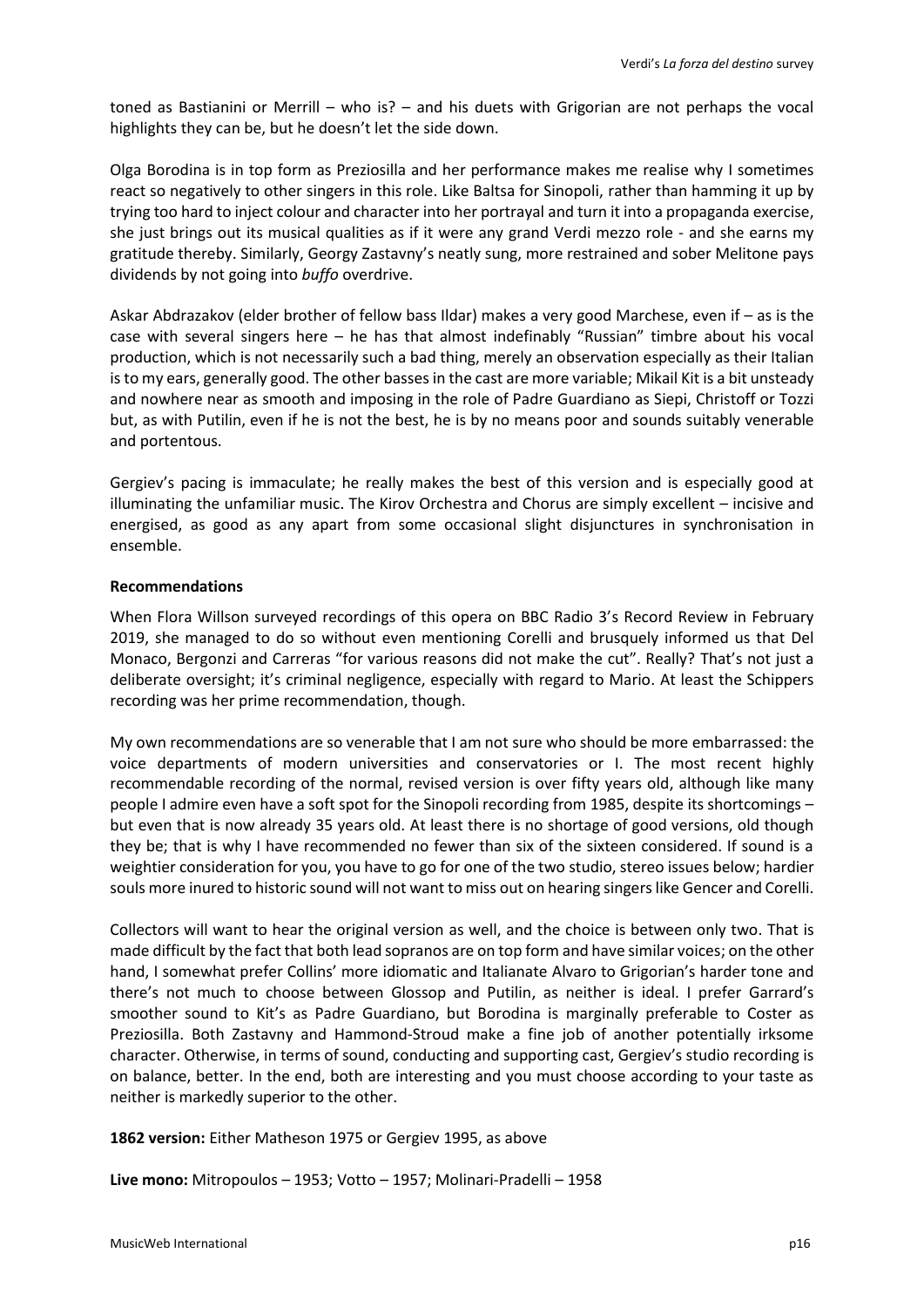toned as Bastianini or Merrill – who is? – and his duets with Grigorian are not perhaps the vocal highlights they can be, but he doesn't let the side down.

Olga Borodina is in top form as Preziosilla and her performance makes me realise why I sometimes react so negatively to other singers in this role. Like Baltsa for Sinopoli, rather than hamming it up by trying too hard to inject colour and character into her portrayal and turn it into a propaganda exercise, she just brings out its musical qualities as if it were any grand Verdi mezzo role - and she earns my gratitude thereby. Similarly, Georgy Zastavny's neatly sung, more restrained and sober Melitone pays dividends by not going into *buffo* overdrive.

Askar Abdrazakov (elder brother of fellow bass Ildar) makes a very good Marchese, even if – as is the case with several singers here – he has that almost indefinably "Russian" timbre about his vocal production, which is not necessarily such a bad thing, merely an observation especially as their Italian is to my ears, generally good. The other basses in the cast are more variable; Mikail Kit is a bit unsteady and nowhere near as smooth and imposing in the role of Padre Guardiano as Siepi, Christoff or Tozzi but, as with Putilin, even if he is not the best, he is by no means poor and sounds suitably venerable and portentous.

Gergiev's pacing is immaculate; he really makes the best of this version and is especially good at illuminating the unfamiliar music. The Kirov Orchestra and Chorus are simply excellent – incisive and energised, as good as any apart from some occasional slight disjunctures in synchronisation in ensemble.

**Recommendations**

When Flora Willson surveyed recordings of this opera on BBC Radio 3's Record Review in February 2019, she managed to do so without even mentioning Corelli and brusquely informed us that Del Monaco, Bergonzi and Carreras "for various reasons did not make the cut". Really? That's not just a deliberate oversight; it's criminal negligence, especially with regard to Mario. At least the Schippers recording was her prime recommendation, though.

My own recommendations are so venerable that I am not sure who should be more embarrassed: the voice departments of modern universities and conservatories or I. The most recent highly recommendable recording of the normal, revised version is over fifty years old, although like many people I admire even have a soft spot for the Sinopoli recording from 1985, despite its shortcomings – but even that is now already 35 years old. At least there is no shortage of good versions, old though they be; that is why I have recommended no fewer than six of the sixteen considered. If sound is a weightier consideration for you, you have to go for one of the two studio, stereo issues below; hardier souls more inured to historic sound will not want to miss out on hearing singers like Gencer and Corelli.

Collectors will want to hear the original version as well, and the choice is between only two. That is made difficult by the fact that both lead sopranos are on top form and have similar voices; on the other hand, I somewhat prefer Collins' more idiomatic and Italianate Alvaro to Grigorian's harder tone and there's not much to choose between Glossop and Putilin, as neither is ideal. I prefer Garrard's smoother sound to Kit's as Padre Guardiano, but Borodina is marginally preferable to Coster as Preziosilla. Both Zastavny and Hammond-Stroud make a fine job of another potentially irksome character. Otherwise, in terms of sound, conducting and supporting cast, Gergiev's studio recording is on balance, better. In the end, both are interesting and you must choose according to your taste as neither is markedly superior to the other.

**1862 version:** Either Matheson 1975 or Gergiev 1995, as above

**Live mono:** Mitropoulos – 1953; Votto – 1957; Molinari-Pradelli – 1958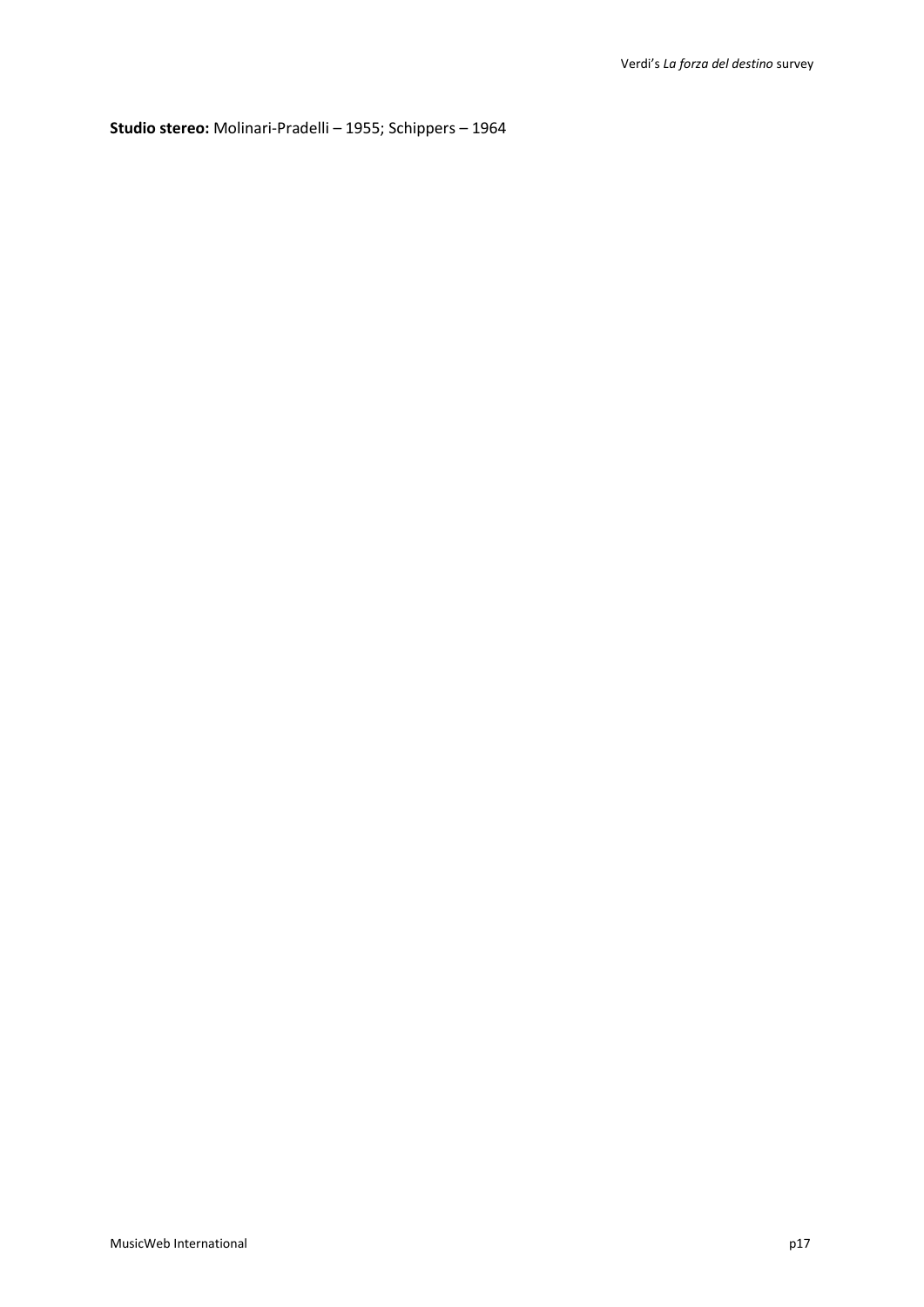**Studio stereo:** Molinari-Pradelli – 1955; Schippers – 1964